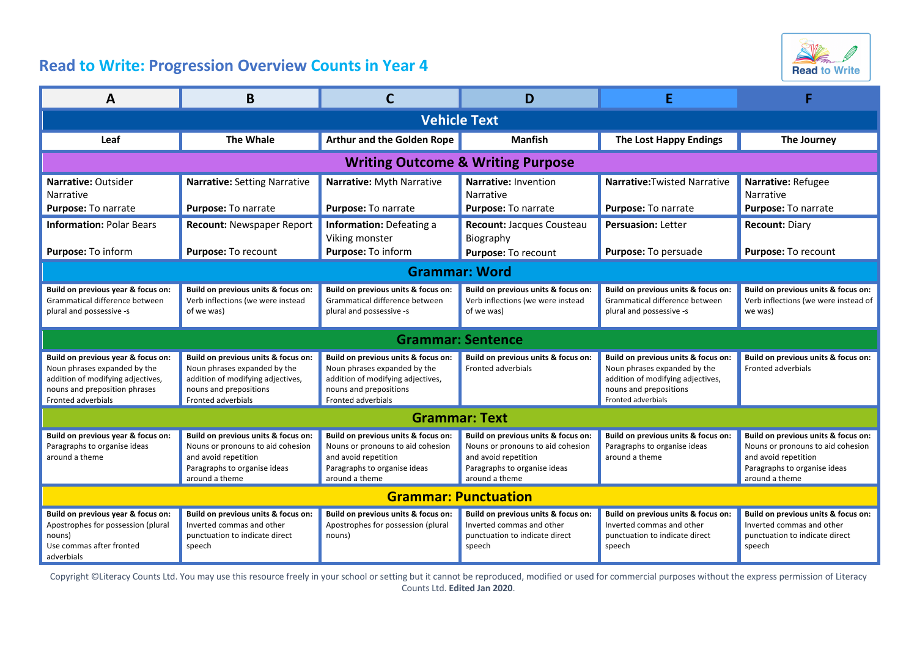# Read to Write: Progression Overview Counts in Year 4

| A | B | C | D | E | F |
|---|---|---|---|---|---|
| **Vehicle Text** | | | | | |
| **Leaf** | **The Whale** | **Arthur and the Golden Rope** | **Manfish** | **The Lost Happy Endings** | **The Journey** |
| **Writing Outcome & Writing Purpose** | | | | | |
| **Narrative:** Outsider Narrative<br>**Purpose:** To narrate | **Narrative:** Setting Narrative<br>**Purpose:** To narrate | **Narrative:** Myth Narrative<br>**Purpose:** To narrate | **Narrative:** Invention Narrative<br>**Purpose:** To narrate | **Narrative:**Twisted Narrative<br>**Purpose:** To narrate | **Narrative:** Refugee Narrative<br>**Purpose:** To narrate |
| **Information:** Polar Bears<br>**Purpose:** To inform | **Recount:** Newspaper Report<br>**Purpose:** To recount | **Information:** Defeating a Viking monster<br>**Purpose:** To inform | **Recount:** Jacques Cousteau Biography<br>**Purpose:** To recount | **Persuasion:** Letter<br>**Purpose:** To persuade | **Recount:** Diary<br>**Purpose:** To recount |
| **Grammar: Word** | | | | | |
| **Build on previous year & focus on:** Grammatical difference between plural and possessive -s | **Build on previous units & focus on:** Verb inflections (we were instead of we was) | **Build on previous units & focus on:** Grammatical difference between plural and possessive -s | **Build on previous units & focus on:** Verb inflections (we were instead of we was) | **Build on previous units & focus on:** Grammatical difference between plural and possessive -s | **Build on previous units & focus on:** Verb inflections (we were instead of we was) |
| **Grammar: Sentence** | | | | | |
| **Build on previous year & focus on:** Noun phrases expanded by the addition of modifying adjectives, nouns and preposition phrases<br>Fronted adverbials | **Build on previous units & focus on:** Noun phrases expanded by the addition of modifying adjectives, nouns and prepositions<br>Fronted adverbials | **Build on previous units & focus on:** Noun phrases expanded by the addition of modifying adjectives, nouns and prepositions<br>Fronted adverbials | **Build on previous units & focus on:** Fronted adverbials | **Build on previous units & focus on:** Noun phrases expanded by the addition of modifying adjectives, nouns and prepositions<br>Fronted adverbials | **Build on previous units & focus on:** Fronted adverbials |
| **Grammar: Text** | | | | | |
| **Build on previous year & focus on:** Paragraphs to organise ideas around a theme | **Build on previous units & focus on:** Nouns or pronouns to aid cohesion and avoid repetition<br>Paragraphs to organise ideas around a theme | **Build on previous units & focus on:** Nouns or pronouns to aid cohesion and avoid repetition<br>Paragraphs to organise ideas around a theme | **Build on previous units & focus on:** Nouns or pronouns to aid cohesion and avoid repetition<br>Paragraphs to organise ideas around a theme | **Build on previous units & focus on:** Paragraphs to organise ideas around a theme | **Build on previous units & focus on:** Nouns or pronouns to aid cohesion and avoid repetition<br>Paragraphs to organise ideas around a theme |
| **Grammar: Punctuation** | | | | | |
| **Build on previous year & focus on:** Apostrophes for possession (plural nouns)<br>Use commas after fronted adverbials | **Build on previous units & focus on:** Inverted commas and other punctuation to indicate direct speech | **Build on previous units & focus on:** Apostrophes for possession (plural nouns) | **Build on previous units & focus on:** Inverted commas and other punctuation to indicate direct speech | **Build on previous units & focus on:** Inverted commas and other punctuation to indicate direct speech | **Build on previous units & focus on:** Inverted commas and other punctuation to indicate direct speech |

Copyright ©Literacy Counts Ltd. You may use this resource freely in your school or setting but it cannot be reproduced, modified or used for commercial purposes without the express permission of Literacy Counts Ltd. **Edited Jan 2020**.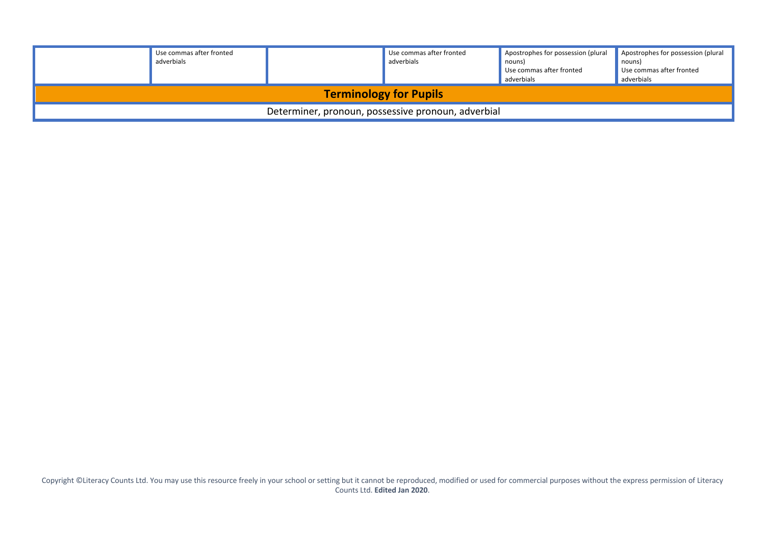| | | | | | |
|---|---|---|---|---|---|
| | Use commas after fronted adverbials | | Use commas after fronted adverbials | Apostrophes for possession (plural nouns)<br>Use commas after fronted adverbials | Apostrophes for possession (plural nouns)<br>Use commas after fronted adverbials |

## Terminology for Pupils

Determiner, pronoun, possessive pronoun, adverbial

Copyright ©Literacy Counts Ltd. You may use this resource freely in your school or setting but it cannot be reproduced, modified or used for commercial purposes without the express permission of Literacy Counts Ltd. **Edited Jan 2020**.